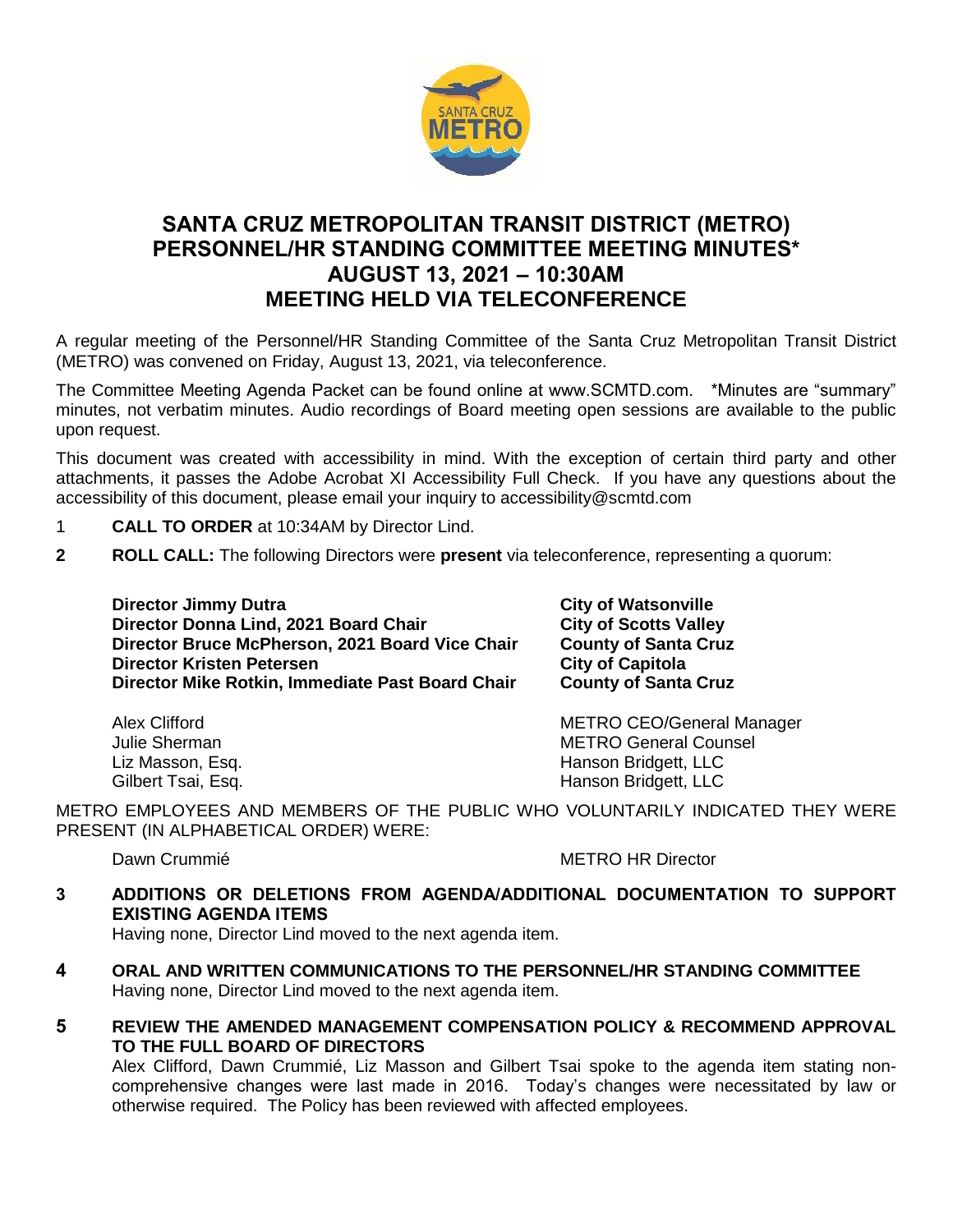# SANTA CRUZ METROPOLITAN TRANSIT DISTRICT (METRO) PERSONNEL/HR STANDING COMMITTEE MEETING MINUTES* AUGUST 13, 2021 – 10:30AM MEETING HELD VIA TELECONFERENCE

A regular meeting of the Personnel/HR Standing Committee of the Santa Cruz Metropolitan Transit District (METRO) was convened on Friday, August 13, 2021, via teleconference.

The Committee Meeting Agenda Packet can be found online at www.SCMTD.com. *Minutes are "summary" minutes, not verbatim minutes. Audio recordings of Board meeting open sessions are available to the public upon request.

This document was created with accessibility in mind. With the exception of certain third party and other attachments, it passes the Adobe Acrobat XI Accessibility Full Check. If you have any questions about the accessibility of this document, please email your inquiry to accessibility@scmtd.com

1 **CALL TO ORDER** at 10:34AM by Director Lind.

**2 ROLL CALL:** The following Directors were **present** via teleconference, representing a quorum:

| | |
|---|---|
| **Director Jimmy Dutra** | **City of Watsonville** |
| **Director Donna Lind, 2021 Board Chair** | **City of Scotts Valley** |
| **Director Bruce McPherson, 2021 Board Vice Chair** | **County of Santa Cruz** |
| **Director Kristen Petersen** | **City of Capitola** |
| **Director Mike Rotkin, Immediate Past Board Chair** | **County of Santa Cruz** |

| | |
|---|---|
| Alex Clifford | METRO CEO/General Manager |
| Julie Sherman | METRO General Counsel |
| Liz Masson, Esq. | Hanson Bridgett, LLC |
| Gilbert Tsai, Esq. | Hanson Bridgett, LLC |

METRO EMPLOYEES AND MEMBERS OF THE PUBLIC WHO VOLUNTARILY INDICATED THEY WERE PRESENT (IN ALPHABETICAL ORDER) WERE:

| | |
|---|---|
| Dawn Crummié | METRO HR Director |

**3 ADDITIONS OR DELETIONS FROM AGENDA/ADDITIONAL DOCUMENTATION TO SUPPORT EXISTING AGENDA ITEMS**

Having none, Director Lind moved to the next agenda item.

**4 ORAL AND WRITTEN COMMUNICATIONS TO THE PERSONNEL/HR STANDING COMMITTEE**

Having none, Director Lind moved to the next agenda item.

**5 REVIEW THE AMENDED MANAGEMENT COMPENSATION POLICY & RECOMMEND APPROVAL TO THE FULL BOARD OF DIRECTORS**

Alex Clifford, Dawn Crummié, Liz Masson and Gilbert Tsai spoke to the agenda item stating non-comprehensive changes were last made in 2016. Today's changes were necessitated by law or otherwise required. The Policy has been reviewed with affected employees.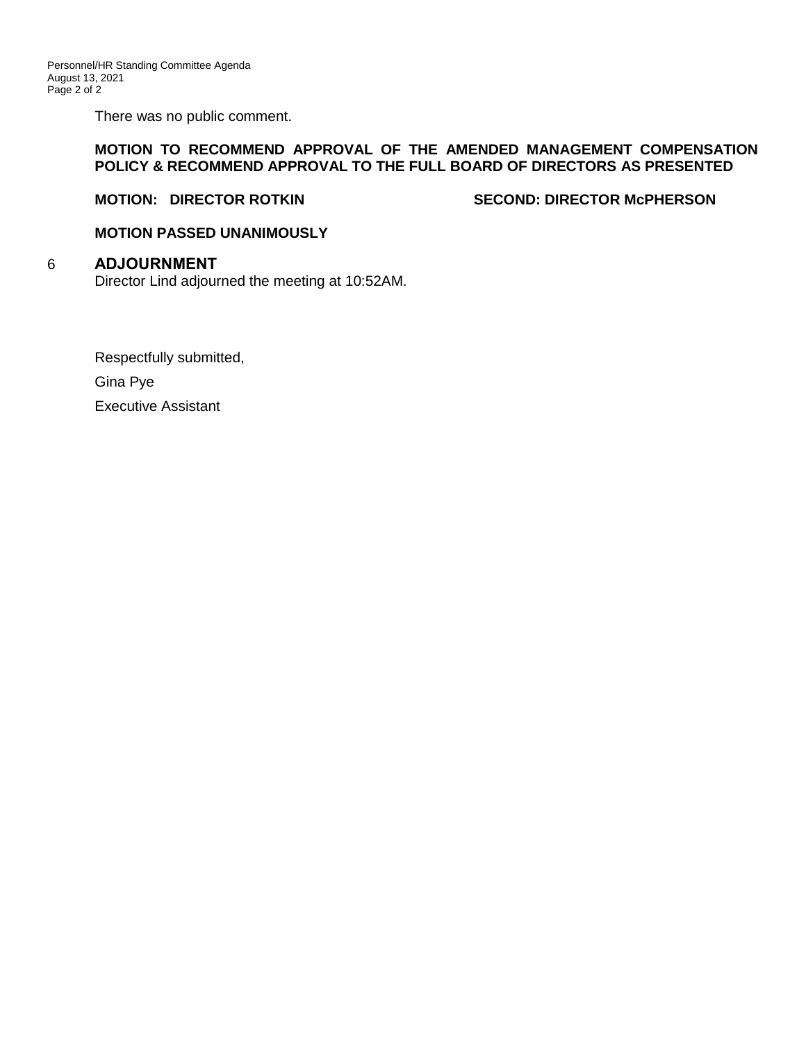There was no public comment.

**MOTION TO RECOMMEND APPROVAL OF THE AMENDED MANAGEMENT COMPENSATION POLICY & RECOMMEND APPROVAL TO THE FULL BOARD OF DIRECTORS AS PRESENTED**

**MOTION: DIRECTOR ROTKIN** **SECOND: DIRECTOR McPHERSON**

**MOTION PASSED UNANIMOUSLY**

## 6 ADJOURNMENT

Director Lind adjourned the meeting at 10:52AM.

Respectfully submitted,

Gina Pye

Executive Assistant